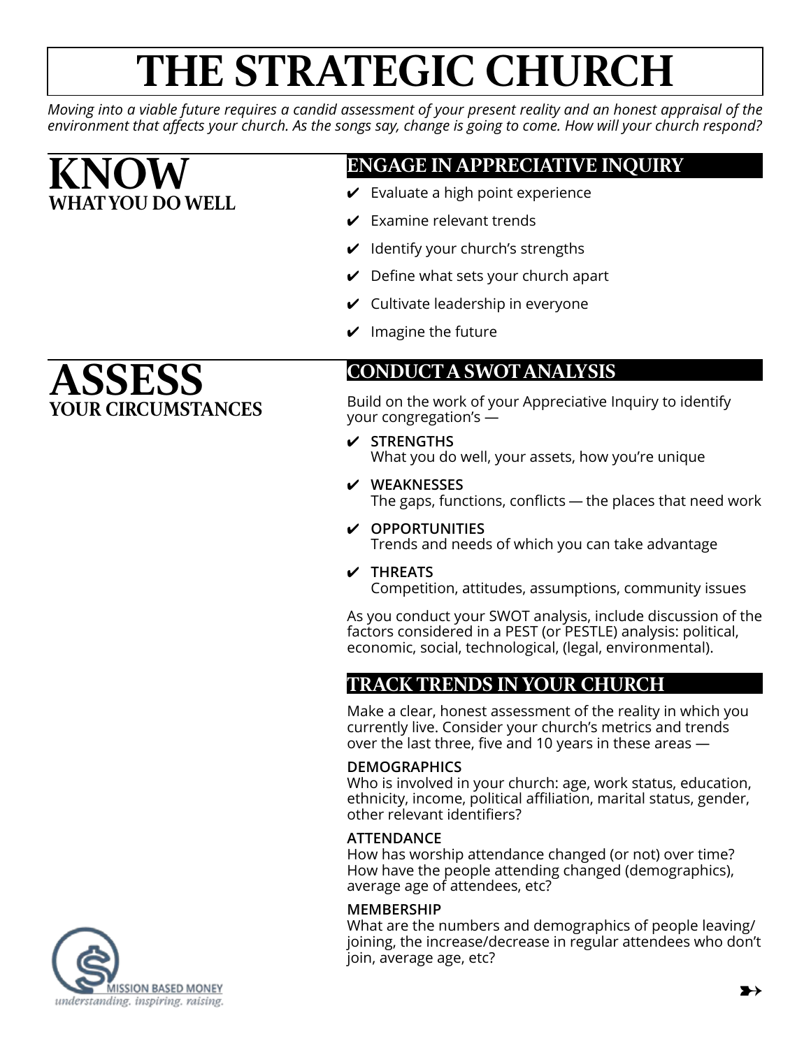# THE STRATEGIC CHURCH

*Moving into a viable future requires a candid assessment of your present reality and an honest appraisal of the environment that affects your church. As the songs say, change is going to come. How will your church respond?*

## KNOW
### WHAT YOU DO WELL

### ENGAGE IN APPRECIATIVE INQUIRY

- ✔ Evaluate a high point experience
- ✔ Examine relevant trends
- ✔ Identify your church's strengths
- ✔ Define what sets your church apart
- ✔ Cultivate leadership in everyone
- ✔ Imagine the future

## ASSESS
### YOUR CIRCUMSTANCES

### CONDUCT A SWOT ANALYSIS

Build on the work of your Appreciative Inquiry to identify your congregation's —

- ✔ **STRENGTHS**
  What you do well, your assets, how you're unique
- ✔ **WEAKNESSES**
  The gaps, functions, conflicts — the places that need work
- ✔ **OPPORTUNITIES**
  Trends and needs of which you can take advantage
- ✔ **THREATS**
  Competition, attitudes, assumptions, community issues

As you conduct your SWOT analysis, include discussion of the factors considered in a PEST (or PESTLE) analysis: political, economic, social, technological, (legal, environmental).

### TRACK TRENDS IN YOUR CHURCH

Make a clear, honest assessment of the reality in which you currently live. Consider your church's metrics and trends over the last three, five and 10 years in these areas —

**DEMOGRAPHICS**
Who is involved in your church: age, work status, education, ethnicity, income, political affiliation, marital status, gender, other relevant identifiers?

**ATTENDANCE**
How has worship attendance changed (or not) over time? How have the people attending changed (demographics), average age of attendees, etc?

**MEMBERSHIP**
What are the numbers and demographics of people leaving/joining, the increase/decrease in regular attendees who don't join, average age, etc?

MISSION BASED MONEY
*understanding. inspiring. raising.*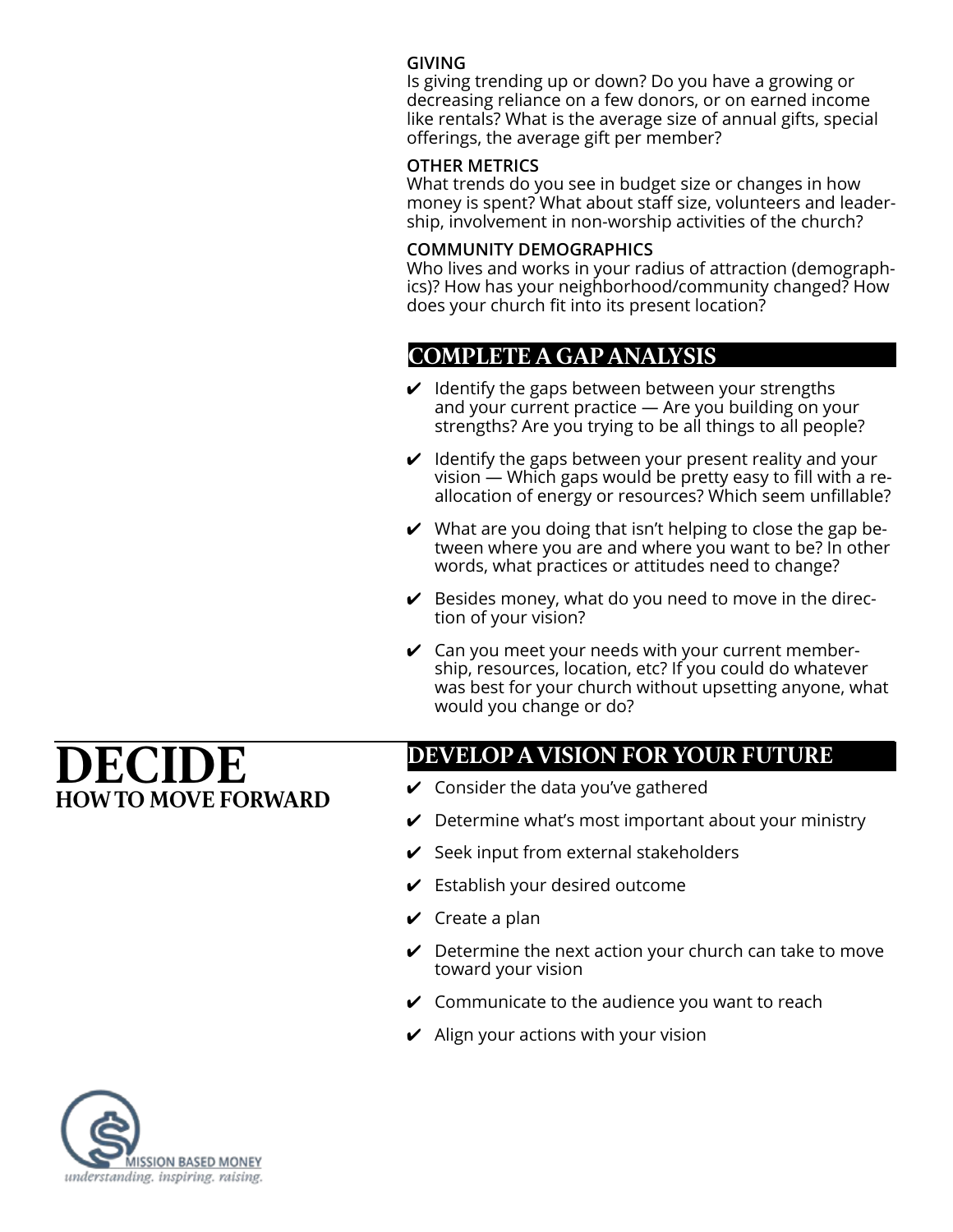#### GIVING

Is giving trending up or down? Do you have a growing or decreasing reliance on a few donors, or on earned income like rentals? What is the average size of annual gifts, special offerings, the average gift per member?

#### OTHER METRICS

What trends do you see in budget size or changes in how money is spent? What about staff size, volunteers and leadership, involvement in non-worship activities of the church?

#### COMMUNITY DEMOGRAPHICS

Who lives and works in your radius of attraction (demographics)? How has your neighborhood/community changed? How does your church fit into its present location?

### COMPLETE A GAP ANALYSIS

- ✔ Identify the gaps between between your strengths and your current practice — Are you building on your strengths? Are you trying to be all things to all people?
- ✔ Identify the gaps between your present reality and your vision — Which gaps would be pretty easy to fill with a re-allocation of energy or resources? Which seem unfillable?
- ✔ What are you doing that isn't helping to close the gap between where you are and where you want to be? In other words, what practices or attitudes need to change?
- ✔ Besides money, what do you need to move in the direction of your vision?
- ✔ Can you meet your needs with your current membership, resources, location, etc? If you could do whatever was best for your church without upsetting anyone, what would you change or do?

# DECIDE
## HOW TO MOVE FORWARD

### DEVELOP A VISION FOR YOUR FUTURE

- ✔ Consider the data you've gathered
- ✔ Determine what's most important about your ministry
- ✔ Seek input from external stakeholders
- ✔ Establish your desired outcome
- ✔ Create a plan
- ✔ Determine the next action your church can take to move toward your vision
- ✔ Communicate to the audience you want to reach
- ✔ Align your actions with your vision

MISSION BASED MONEY
*understanding. inspiring. raising.*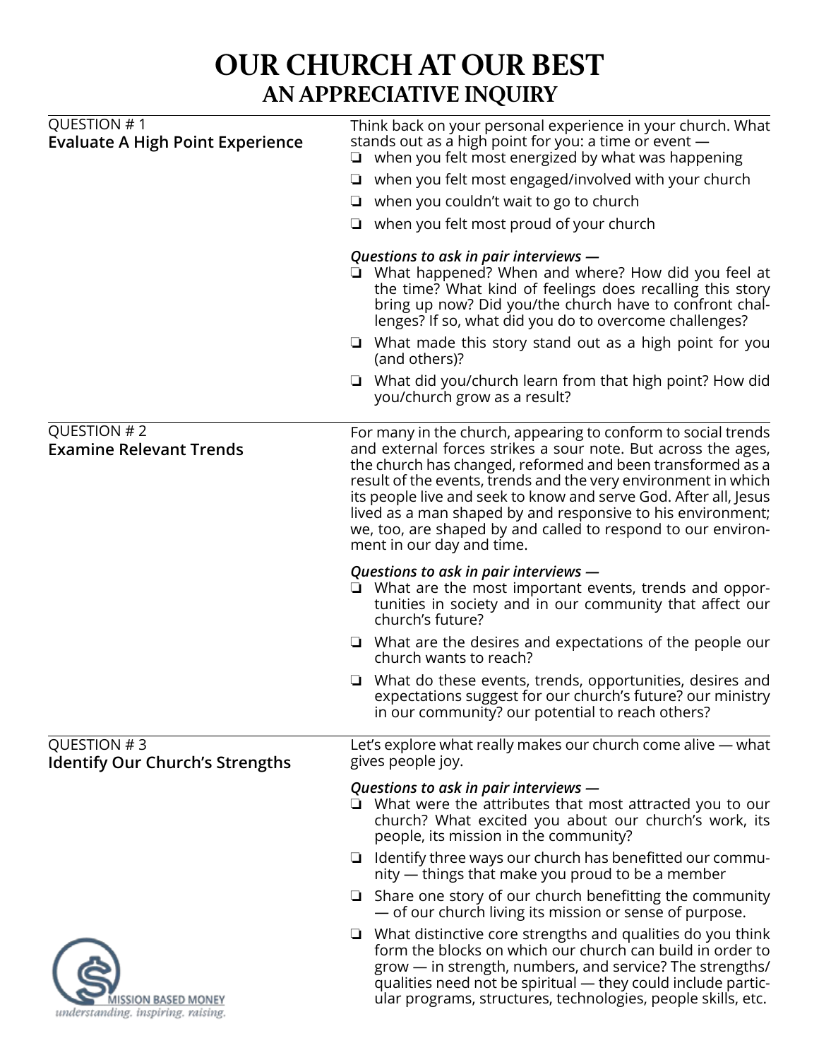# OUR CHURCH AT OUR BEST

## AN APPRECIATIVE INQUIRY

### QUESTION # 1
**Evaluate A High Point Experience**

Think back on your personal experience in your church. What stands out as a high point for you: a time or event —

- ❏ when you felt most energized by what was happening
- ❏ when you felt most engaged/involved with your church
- ❏ when you couldn't wait to go to church
- ❏ when you felt most proud of your church

***Questions to ask in pair interviews —***

- ❏ What happened? When and where? How did you feel at the time? What kind of feelings does recalling this story bring up now? Did you/the church have to confront challenges? If so, what did you do to overcome challenges?
- ❏ What made this story stand out as a high point for you (and others)?
- ❏ What did you/church learn from that high point? How did you/church grow as a result?

### QUESTION # 2
**Examine Relevant Trends**

For many in the church, appearing to conform to social trends and external forces strikes a sour note. But across the ages, the church has changed, reformed and been transformed as a result of the events, trends and the very environment in which its people live and seek to know and serve God. After all, Jesus lived as a man shaped by and responsive to his environment; we, too, are shaped by and called to respond to our environment in our day and time.

***Questions to ask in pair interviews —***

- ❏ What are the most important events, trends and opportunities in society and in our community that affect our church's future?
- ❏ What are the desires and expectations of the people our church wants to reach?
- ❏ What do these events, trends, opportunities, desires and expectations suggest for our church's future? our ministry in our community? our potential to reach others?

### QUESTION # 3
**Identify Our Church's Strengths**

Let's explore what really makes our church come alive — what gives people joy.

***Questions to ask in pair interviews —***

- ❏ What were the attributes that most attracted you to our church? What excited you about our church's work, its people, its mission in the community?
- ❏ Identify three ways our church has benefitted our community — things that make you proud to be a member
- ❏ Share one story of our church benefitting the community — of our church living its mission or sense of purpose.
- ❏ What distinctive core strengths and qualities do you think form the blocks on which our church can build in order to grow — in strength, numbers, and service? The strengths/qualities need not be spiritual — they could include particular programs, structures, technologies, people skills, etc.

MISSION BASED MONEY
*understanding. inspiring. raising.*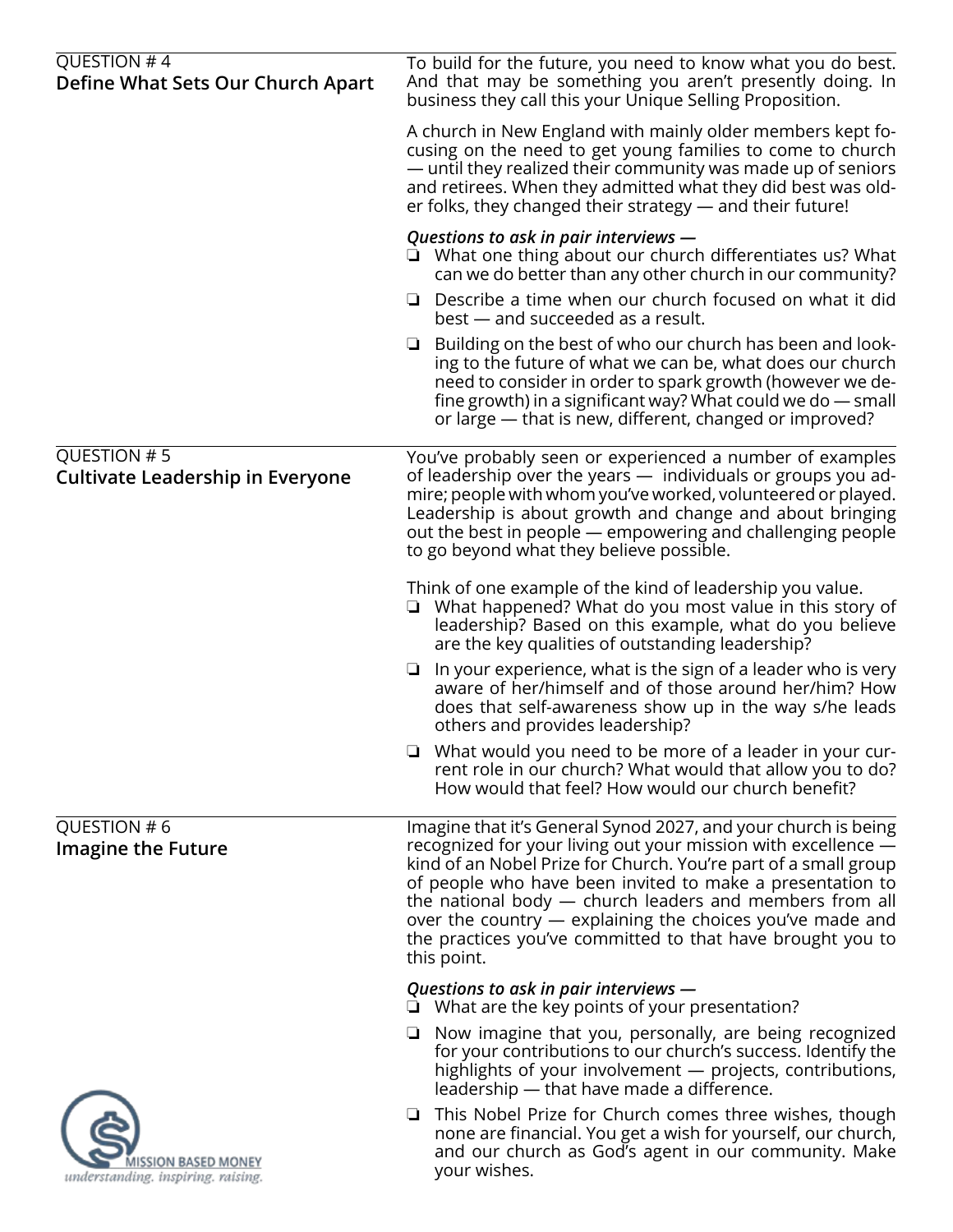QUESTION # 4

## Define What Sets Our Church Apart

To build for the future, you need to know what you do best. And that may be something you aren't presently doing. In business they call this your Unique Selling Proposition.

A church in New England with mainly older members kept focusing on the need to get young families to come to church — until they realized their community was made up of seniors and retirees. When they admitted what they did best was older folks, they changed their strategy — and their future!

***Questions to ask in pair interviews —***

- ❏ What one thing about our church differentiates us? What can we do better than any other church in our community?
- ❏ Describe a time when our church focused on what it did best — and succeeded as a result.
- ❏ Building on the best of who our church has been and looking to the future of what we can be, what does our church need to consider in order to spark growth (however we define growth) in a significant way? What could we do — small or large — that is new, different, changed or improved?

QUESTION # 5

## Cultivate Leadership in Everyone

You've probably seen or experienced a number of examples of leadership over the years — individuals or groups you admire; people with whom you've worked, volunteered or played. Leadership is about growth and change and about bringing out the best in people — empowering and challenging people to go beyond what they believe possible.

Think of one example of the kind of leadership you value.

- ❏ What happened? What do you most value in this story of leadership? Based on this example, what do you believe are the key qualities of outstanding leadership?
- ❏ In your experience, what is the sign of a leader who is very aware of her/himself and of those around her/him? How does that self-awareness show up in the way s/he leads others and provides leadership?
- ❏ What would you need to be more of a leader in your current role in our church? What would that allow you to do? How would that feel? How would our church benefit?

QUESTION # 6

## Imagine the Future

Imagine that it's General Synod 2027, and your church is being recognized for your living out your mission with excellence — kind of an Nobel Prize for Church. You're part of a small group of people who have been invited to make a presentation to the national body — church leaders and members from all over the country — explaining the choices you've made and the practices you've committed to that have brought you to this point.

***Questions to ask in pair interviews —***

- ❏ What are the key points of your presentation?
- ❏ Now imagine that you, personally, are being recognized for your contributions to our church's success. Identify the highlights of your involvement — projects, contributions, leadership — that have made a difference.
- ❏ This Nobel Prize for Church comes three wishes, though none are financial. You get a wish for yourself, our church, and our church as God's agent in our community. Make your wishes.

MISSION BASED MONEY
*understanding. inspiring. raising.*